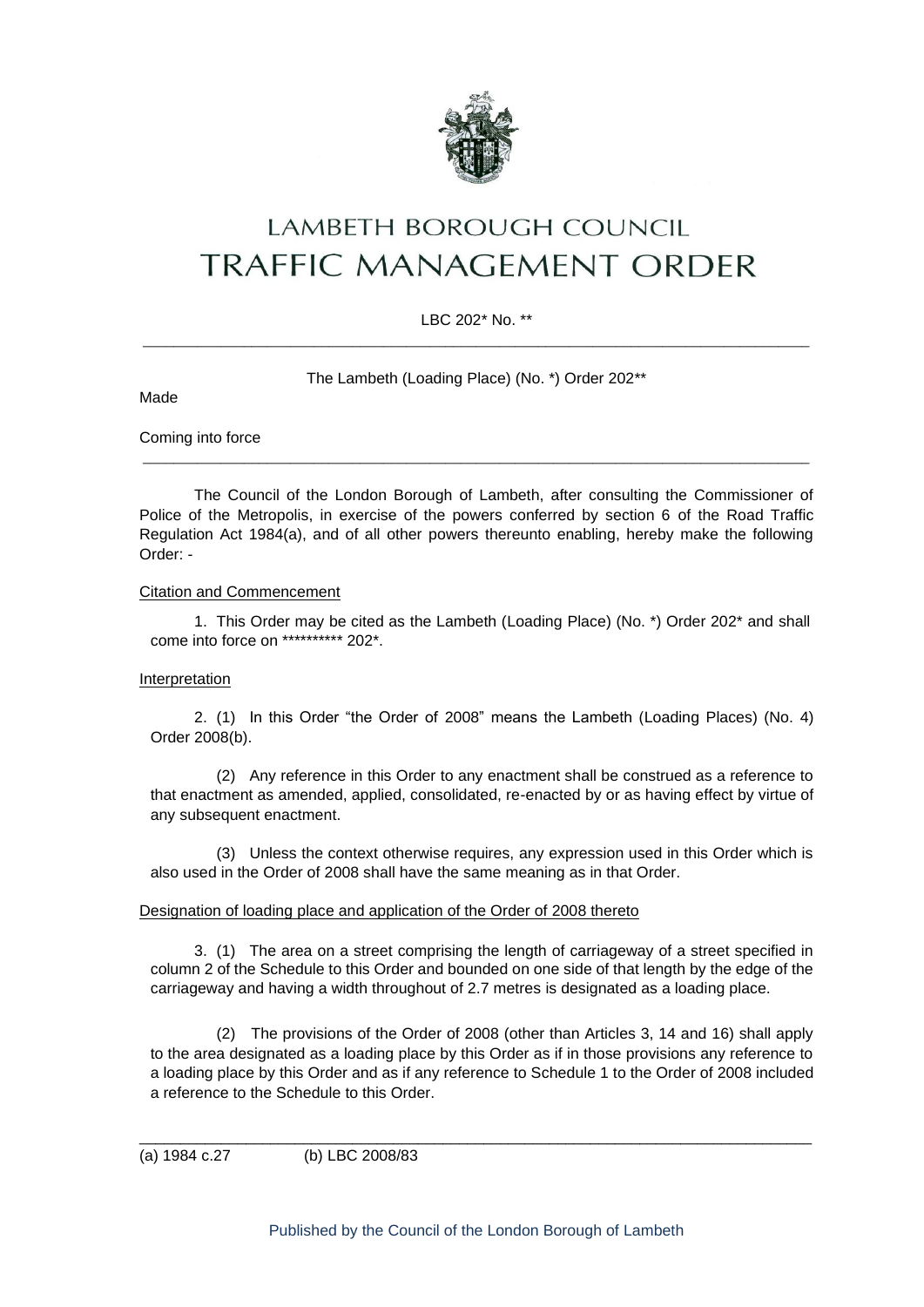# LAMBETH BOROUGH COUNCIL

# TRAFFIC MANAGEMENT ORDER

LBC 202* No. **

---

The Lambeth (Loading Place) (No. *) Order 202**

Made

Coming into force

---

The Council of the London Borough of Lambeth, after consulting the Commissioner of Police of the Metropolis, in exercise of the powers conferred by section 6 of the Road Traffic Regulation Act 1984(a), and of all other powers thereunto enabling, hereby make the following Order: -

Citation and Commencement

1. This Order may be cited as the Lambeth (Loading Place) (No. *) Order 202* and shall come into force on ********** 202*.

Interpretation

2. (1) In this Order "the Order of 2008" means the Lambeth (Loading Places) (No. 4) Order 2008(b).

(2) Any reference in this Order to any enactment shall be construed as a reference to that enactment as amended, applied, consolidated, re-enacted by or as having effect by virtue of any subsequent enactment.

(3) Unless the context otherwise requires, any expression used in this Order which is also used in the Order of 2008 shall have the same meaning as in that Order.

Designation of loading place and application of the Order of 2008 thereto

3. (1) The area on a street comprising the length of carriageway of a street specified in column 2 of the Schedule to this Order and bounded on one side of that length by the edge of the carriageway and having a width throughout of 2.7 metres is designated as a loading place.

(2) The provisions of the Order of 2008 (other than Articles 3, 14 and 16) shall apply to the area designated as a loading place by this Order as if in those provisions any reference to a loading place by this Order and as if any reference to Schedule 1 to the Order of 2008 included a reference to the Schedule to this Order.

---

(a) 1984 c.27 (b) LBC 2008/83

Published by the Council of the London Borough of Lambeth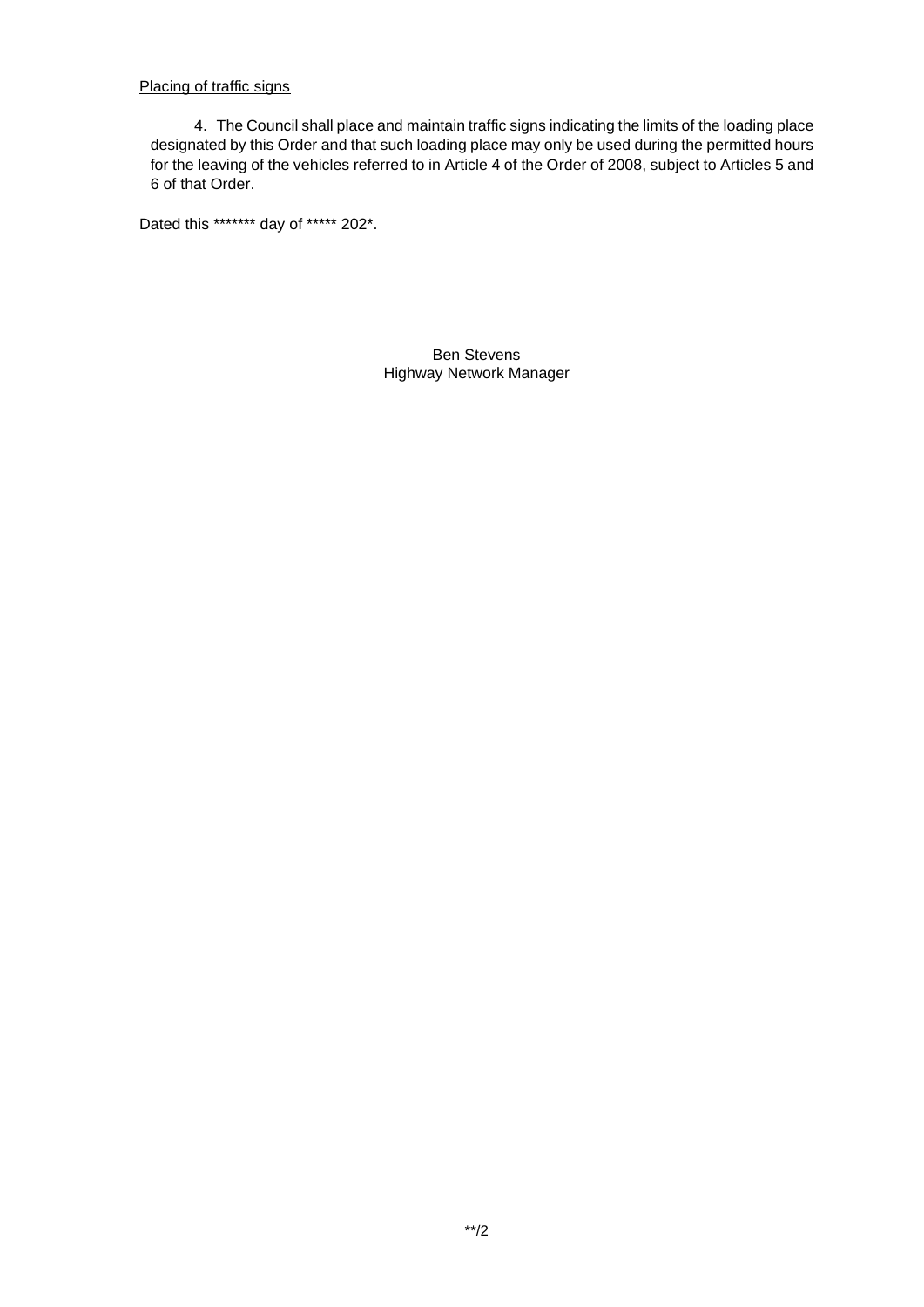Placing of traffic signs

4. The Council shall place and maintain traffic signs indicating the limits of the loading place designated by this Order and that such loading place may only be used during the permitted hours for the leaving of the vehicles referred to in Article 4 of the Order of 2008, subject to Articles 5 and 6 of that Order.

Dated this ******* day of ***** 202*.

Ben Stevens
Highway Network Manager

**/2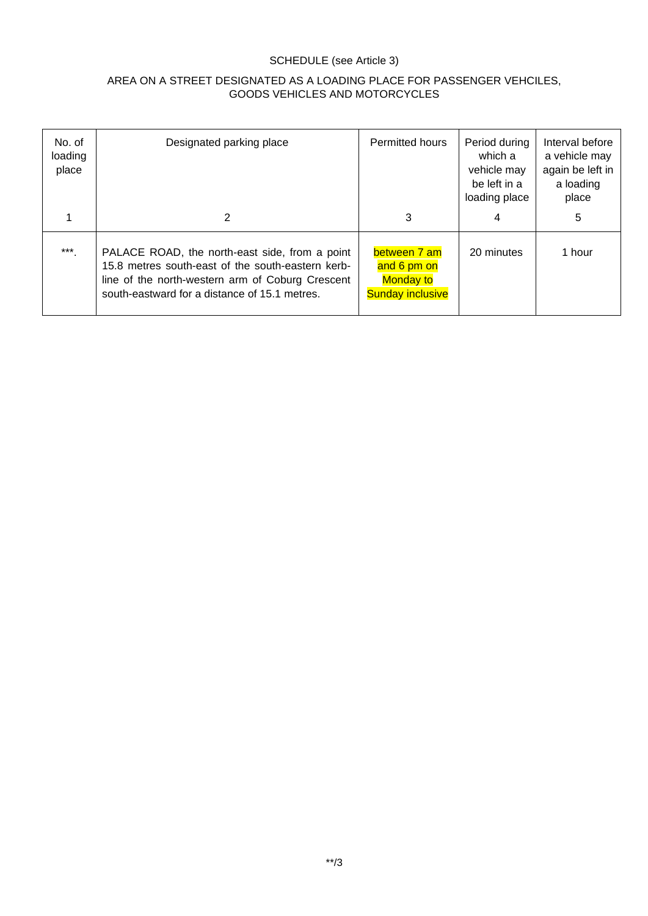SCHEDULE (see Article 3)

AREA ON A STREET DESIGNATED AS A LOADING PLACE FOR PASSENGER VEHCILES, GOODS VEHICLES AND MOTORCYCLES

| No. of loading place | Designated parking place | Permitted hours | Period during which a vehicle may be left in a loading place | Interval before a vehicle may again be left in a loading place |
|---|---|---|---|---|
| 1 | 2 | 3 | 4 | 5 |
| ***. | PALACE ROAD, the north-east side, from a point 15.8 metres south-east of the south-eastern kerb-line of the north-western arm of Coburg Crescent south-eastward for a distance of 15.1 metres. | between 7 am and 6 pm on Monday to Sunday inclusive | 20 minutes | 1 hour |

**/3